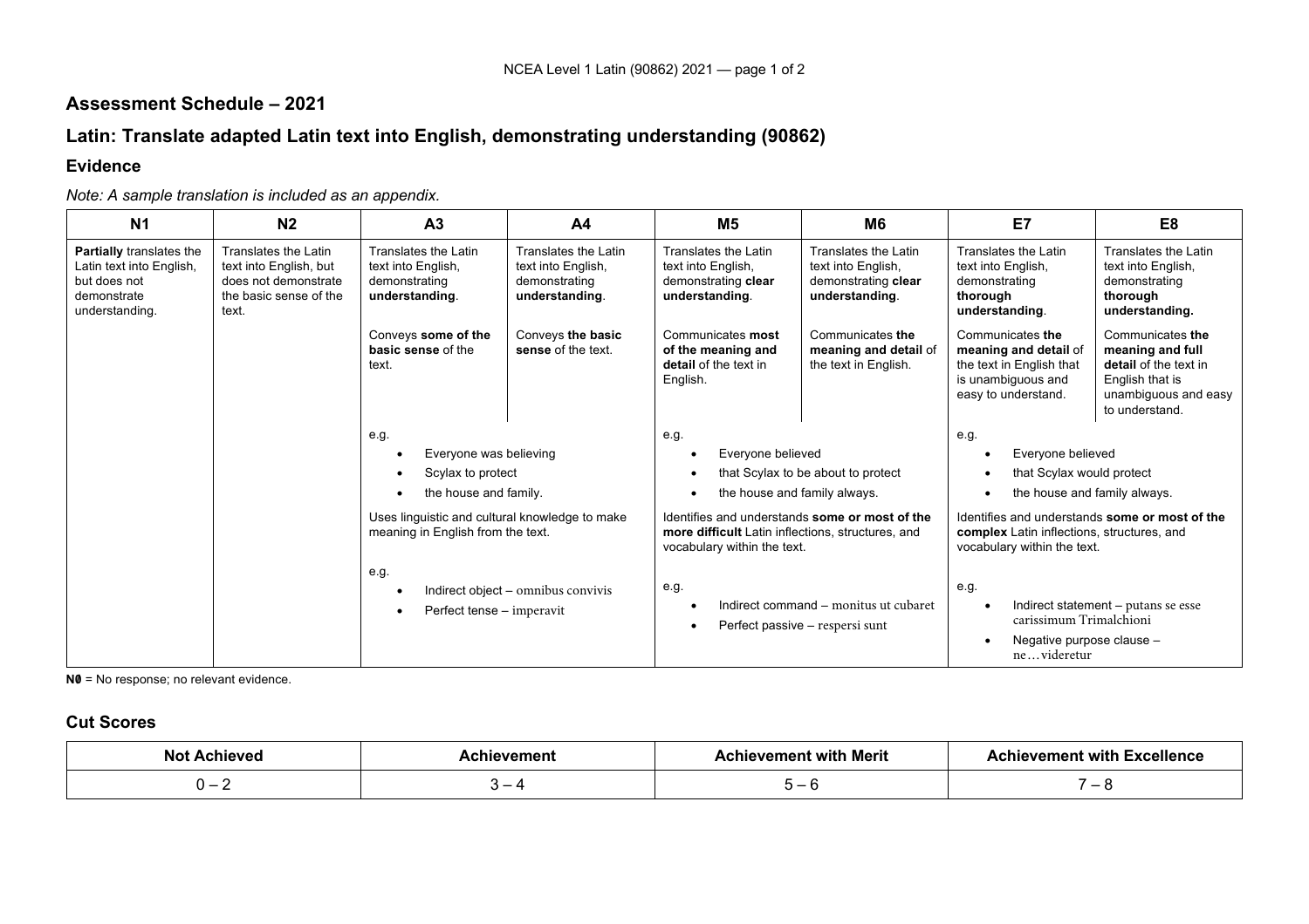## Assessment Schedule – 2021

## Latin: Translate adapted Latin text into English, demonstrating understanding (90862)

### Evidence

*Note: A sample translation is included as an appendix.*

| N1 | N2 | A3 | A4 | M5 | M6 | E7 | E8 |
|---|---|---|---|---|---|---|---|
| **Partially** translates the Latin text into English, but does not demonstrate understanding. | Translates the Latin text into English, but does not demonstrate the basic sense of the text. | Translates the Latin text into English, demonstrating **understanding**.<br><br>Conveys **some of the basic sense** of the text. | Translates the Latin text into English, demonstrating **understanding**.<br><br>Conveys **the basic sense** of the text. | Translates the Latin text into English, demonstrating **clear understanding**.<br><br>Communicates **most of the meaning and detail** of the text in English. | Translates the Latin text into English, demonstrating **clear understanding**.<br><br>Communicates **the meaning and detail** of the text in English. | Translates the Latin text into English, demonstrating **thorough understanding**.<br><br>Communicates **the meaning and detail** of the text in English that is unambiguous and easy to understand. | Translates the Latin text into English, demonstrating **thorough understanding.**<br><br>Communicates **the meaning and full detail** of the text in English that is unambiguous and easy to understand. |
| | | e.g.<br>• Everyone was believing<br>• Scylax to protect<br>• the house and family.<br><br>Uses linguistic and cultural knowledge to make meaning in English from the text.<br><br>e.g.<br>• Indirect object – omnibus convivis<br>• Perfect tense – imperavit | | e.g.<br>• Everyone believed<br>• that Scylax to be about to protect<br>• the house and family always.<br><br>Identifies and understands **some or most of the more difficult** Latin inflections, structures, and vocabulary within the text.<br><br>e.g.<br>• Indirect command – monitus ut cubaret<br>• Perfect passive – respersi sunt | | e.g.<br>• Everyone believed<br>• that Scylax would protect<br>• the house and family always.<br><br>Identifies and understands **some or most of the complex** Latin inflections, structures, and vocabulary within the text.<br><br>e.g.<br>• Indirect statement – putans se esse carissimum Trimalchioni<br>• Negative purpose clause – ne…videretur | |

**N0** = No response; no relevant evidence.

### Cut Scores

| Not Achieved | Achievement | Achievement with Merit | Achievement with Excellence |
|---|---|---|---|
| 0 – 2 | 3 – 4 | 5 – 6 | 7 – 8 |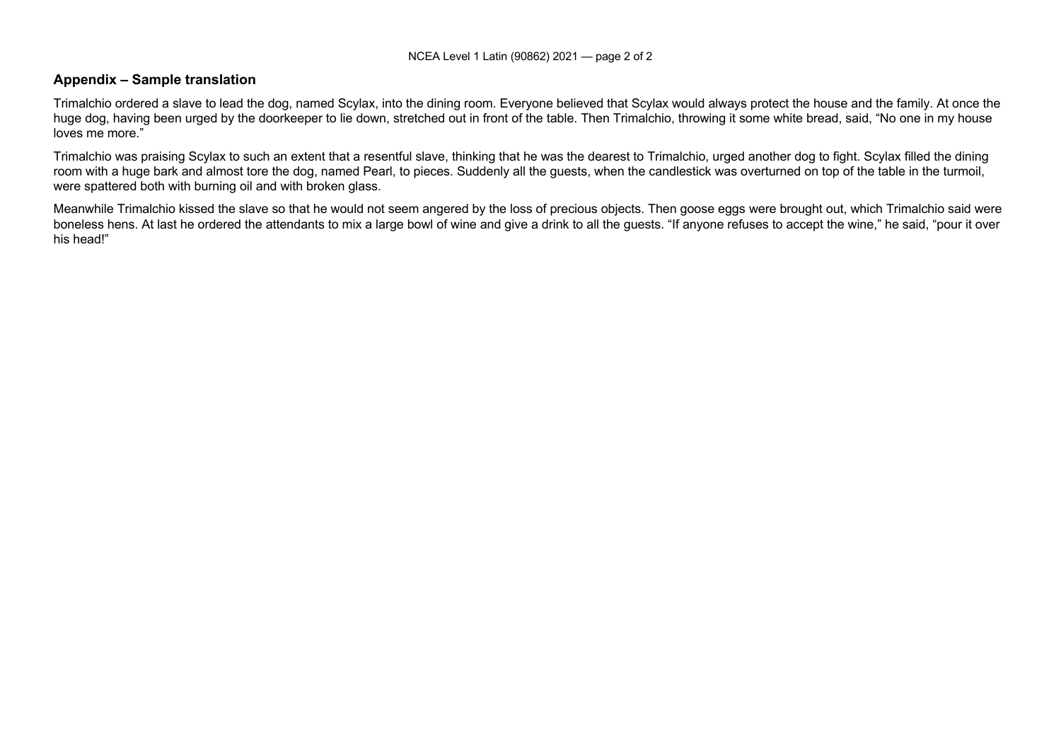## Appendix – Sample translation

Trimalchio ordered a slave to lead the dog, named Scylax, into the dining room. Everyone believed that Scylax would always protect the house and the family. At once the huge dog, having been urged by the doorkeeper to lie down, stretched out in front of the table. Then Trimalchio, throwing it some white bread, said, "No one in my house loves me more."

Trimalchio was praising Scylax to such an extent that a resentful slave, thinking that he was the dearest to Trimalchio, urged another dog to fight. Scylax filled the dining room with a huge bark and almost tore the dog, named Pearl, to pieces. Suddenly all the guests, when the candlestick was overturned on top of the table in the turmoil, were spattered both with burning oil and with broken glass.

Meanwhile Trimalchio kissed the slave so that he would not seem angered by the loss of precious objects. Then goose eggs were brought out, which Trimalchio said were boneless hens. At last he ordered the attendants to mix a large bowl of wine and give a drink to all the guests. "If anyone refuses to accept the wine," he said, "pour it over his head!"